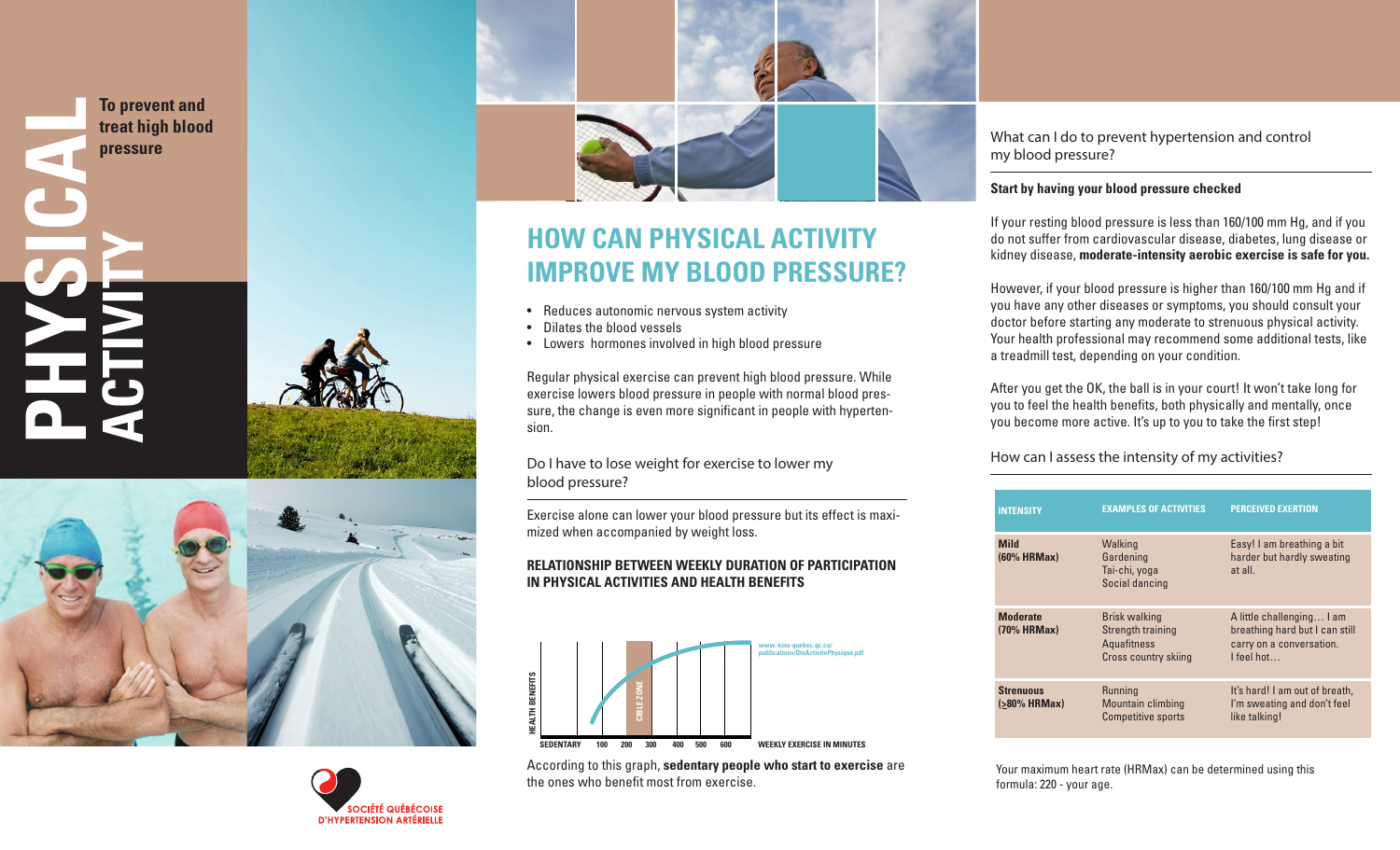# PHYSICAL ACTIVITY

**To prevent and treat high blood pressure**

SOCIÉTÉ QUÉBÉCOISE D'HYPERTENSION ARTÉRIELLE

## HOW CAN PHYSICAL ACTIVITY IMPROVE MY BLOOD PRESSURE?

- Reduces autonomic nervous system activity
- Dilates the blood vessels
- Lowers hormones involved in high blood pressure

Regular physical exercise can prevent high blood pressure. While exercise lowers blood pressure in people with normal blood pressure, the change is even more significant in people with hypertension.

### Do I have to lose weight for exercise to lower my blood pressure?

Exercise alone can lower your blood pressure but its effect is maximized when accompanied by weight loss.

**RELATIONSHIP BETWEEN WEEKLY DURATION OF PARTICIPATION IN PHYSICAL ACTIVITIES AND HEALTH BENEFITS**

HEALTH BENEFITS — CIBLE ZONE — SEDENTARY, 100, 200, 300, 400, 500, 600 — WEEKLY EXERCISE IN MINUTES

www. kino-quebec.qc.ca/publications/OteActivitePhysique.pdf

According to this graph, **sedentary people who start to exercise** are the ones who benefit most from exercise.

### What can I do to prevent hypertension and control my blood pressure?

**Start by having your blood pressure checked**

If your resting blood pressure is less than 160/100 mm Hg, and if you do not suffer from cardiovascular disease, diabetes, lung disease or kidney disease, **moderate-intensity aerobic exercise is safe for you.**

However, if your blood pressure is higher than 160/100 mm Hg and if you have any other diseases or symptoms, you should consult your doctor before starting any moderate to strenuous physical activity. Your health professional may recommend some additional tests, like a treadmill test, depending on your condition.

After you get the OK, the ball is in your court! It won't take long for you to feel the health benefits, both physically and mentally, once you become more active. It's up to you to take the first step!

### How can I assess the intensity of my activities?

| INTENSITY | EXAMPLES OF ACTIVITIES | PERCEIVED EXERTION |
|---|---|---|
| **Mild (60% HRMax)** | Walking<br>Gardening<br>Tai-chi, yoga<br>Social dancing | Easy! I am breathing a bit harder but hardly sweating at all. |
| **Moderate (70% HRMax)** | Brisk walking<br>Strength training<br>Aquafitness<br>Cross country skiing | A little challenging… I am breathing hard but I can still carry on a conversation. I feel hot… |
| **Strenuous (≥80% HRMax)** | Running<br>Mountain climbing<br>Competitive sports | It's hard! I am out of breath, I'm sweating and don't feel like talking! |

Your maximum heart rate (HRMax) can be determined using this formula: 220 - your age.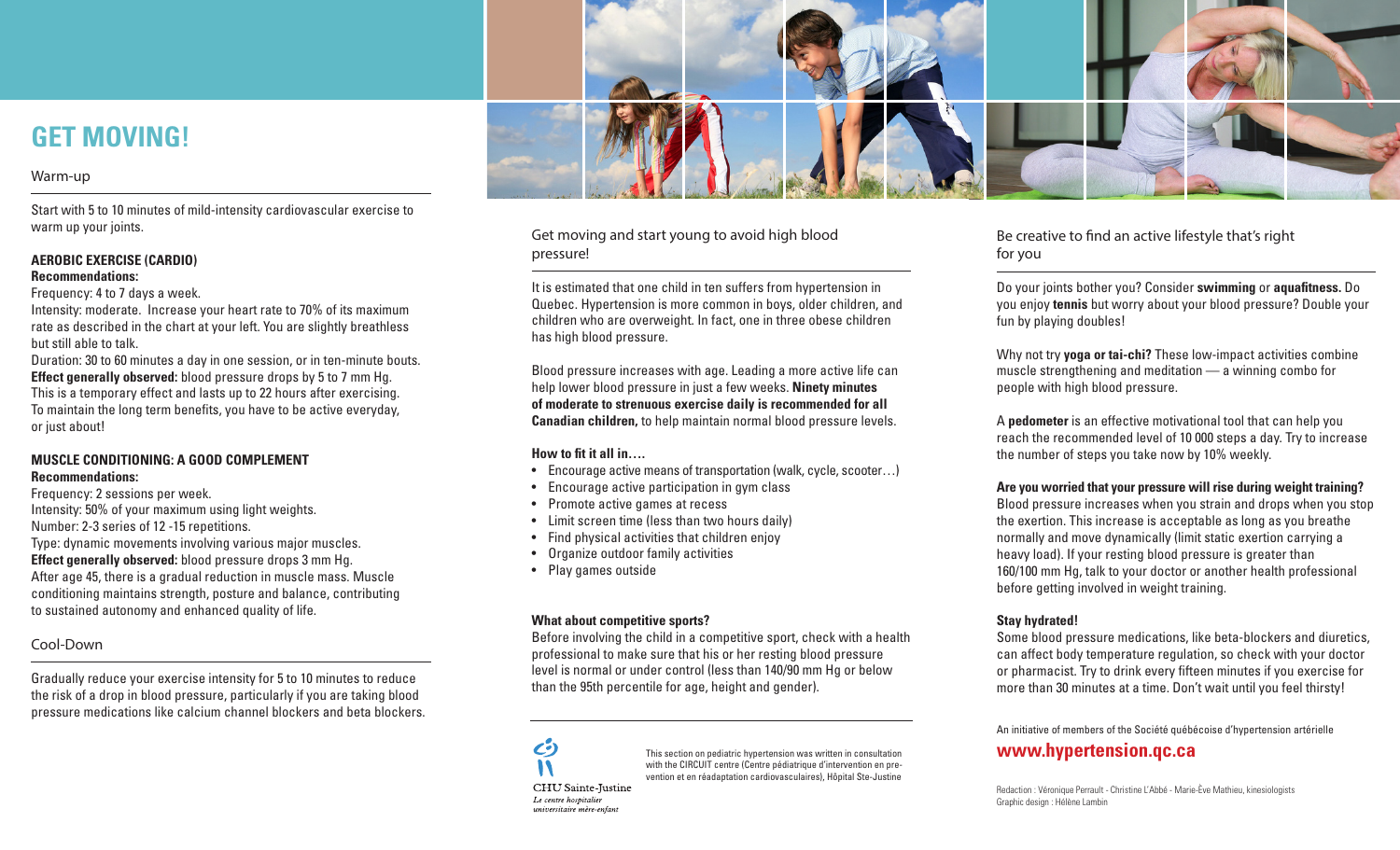# GET MOVING!

## Warm-up

Start with 5 to 10 minutes of mild-intensity cardiovascular exercise to warm up your joints.

### AEROBIC EXERCISE (CARDIO)

**Recommendations:**

Frequency: 4 to 7 days a week.

Intensity: moderate. Increase your heart rate to 70% of its maximum rate as described in the chart at your left. You are slightly breathless but still able to talk.

Duration: 30 to 60 minutes a day in one session, or in ten-minute bouts.

**Effect generally observed:** blood pressure drops by 5 to 7 mm Hg. This is a temporary effect and lasts up to 22 hours after exercising. To maintain the long term benefits, you have to be active everyday, or just about!

### MUSCLE CONDITIONING: A GOOD COMPLEMENT

**Recommendations:**

Frequency: 2 sessions per week.

Intensity: 50% of your maximum using light weights.

Number: 2-3 series of 12 -15 repetitions.

Type: dynamic movements involving various major muscles.

**Effect generally observed:** blood pressure drops 3 mm Hg.

After age 45, there is a gradual reduction in muscle mass. Muscle conditioning maintains strength, posture and balance, contributing to sustained autonomy and enhanced quality of life.

## Cool-Down

Gradually reduce your exercise intensity for 5 to 10 minutes to reduce the risk of a drop in blood pressure, particularly if you are taking blood pressure medications like calcium channel blockers and beta blockers.

## Get moving and start young to avoid high blood pressure!

It is estimated that one child in ten suffers from hypertension in Quebec. Hypertension is more common in boys, older children, and children who are overweight. In fact, one in three obese children has high blood pressure.

Blood pressure increases with age. Leading a more active life can help lower blood pressure in just a few weeks. **Ninety minutes of moderate to strenuous exercise daily is recommended for all Canadian children,** to help maintain normal blood pressure levels.

**How to fit it all in….**

- Encourage active means of transportation (walk, cycle, scooter…)
- Encourage active participation in gym class
- Promote active games at recess
- Limit screen time (less than two hours daily)
- Find physical activities that children enjoy
- Organize outdoor family activities
- Play games outside

**What about competitive sports?**

Before involving the child in a competitive sport, check with a health professional to make sure that his or her resting blood pressure level is normal or under control (less than 140/90 mm Hg or below than the 95th percentile for age, height and gender).

CHU Sainte-Justine
*Le centre hospitalier universitaire mère-enfant*

This section on pediatric hypertension was written in consultation with the CIRCUIT centre (Centre pédiatrique d'intervention en prevention et en réadaptation cardiovasculaires), Hôpital Ste-Justine

## Be creative to find an active lifestyle that's right for you

Do your joints bother you? Consider **swimming** or **aquafitness.** Do you enjoy **tennis** but worry about your blood pressure? Double your fun by playing doubles!

Why not try **yoga or tai-chi?** These low-impact activities combine muscle strengthening and meditation — a winning combo for people with high blood pressure.

A **pedometer** is an effective motivational tool that can help you reach the recommended level of 10 000 steps a day. Try to increase the number of steps you take now by 10% weekly.

**Are you worried that your pressure will rise during weight training?**

Blood pressure increases when you strain and drops when you stop the exertion. This increase is acceptable as long as you breathe normally and move dynamically (limit static exertion carrying a heavy load). If your resting blood pressure is greater than 160/100 mm Hg, talk to your doctor or another health professional before getting involved in weight training.

**Stay hydrated!**

Some blood pressure medications, like beta-blockers and diuretics, can affect body temperature regulation, so check with your doctor or pharmacist. Try to drink every fifteen minutes if you exercise for more than 30 minutes at a time. Don't wait until you feel thirsty!

An initiative of members of the Société québécoise d'hypertension artérielle

**www.hypertension.qc.ca**

Redaction : Véronique Perrault - Christine L'Abbé - Marie-Ève Mathieu, kinesiologists
Graphic design : Hélène Lambin